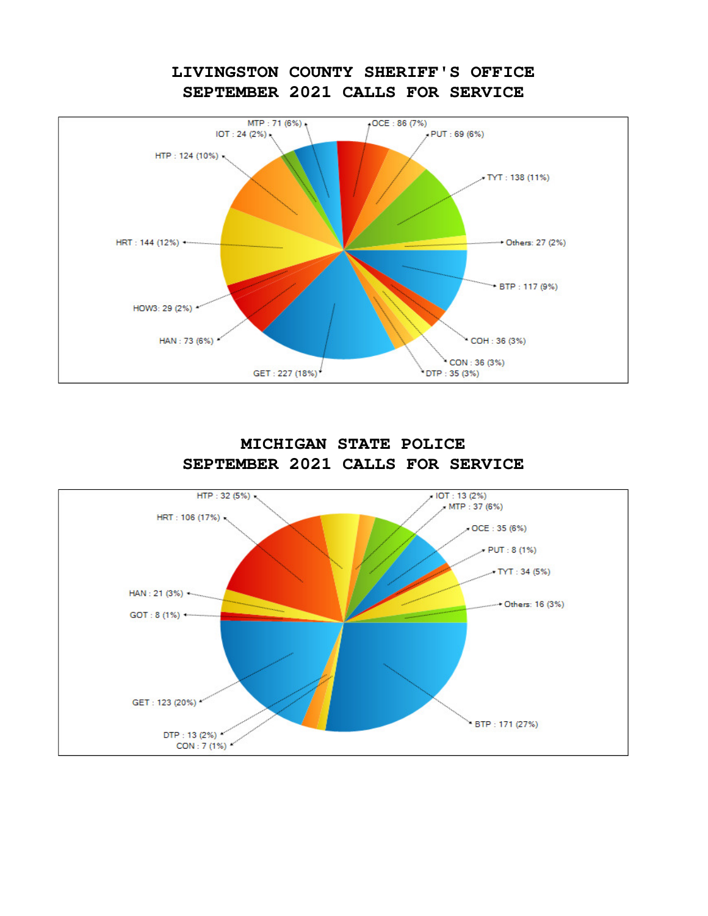# LIVINGSTON COUNTY SHERIFF'S OFFICE
# SEPTEMBER 2021 CALLS FOR SERVICE

MTP : 71 (6%)
IOT : 24 (2%)
OCE : 86 (7%)
PUT : 69 (6%)
HTP : 124 (10%)
TYT : 138 (11%)
HRT : 144 (12%)
Others: 27 (2%)
BTP : 117 (9%)
HOW3: 29 (2%)
HAN : 73 (6%)
COH : 36 (3%)
CON : 36 (3%)
GET : 227 (18%)
DTP : 35 (3%)

# MICHIGAN STATE POLICE
# SEPTEMBER 2021 CALLS FOR SERVICE

HTP : 32 (5%)
IOT : 13 (2%)
MTP : 37 (6%)
HRT : 106 (17%)
OCE : 35 (6%)
PUT : 8 (1%)
TYT : 34 (5%)
HAN : 21 (3%)
Others: 16 (3%)
GOT : 8 (1%)
GET : 123 (20%)
BTP : 171 (27%)
DTP : 13 (2%)
CON : 7 (1%)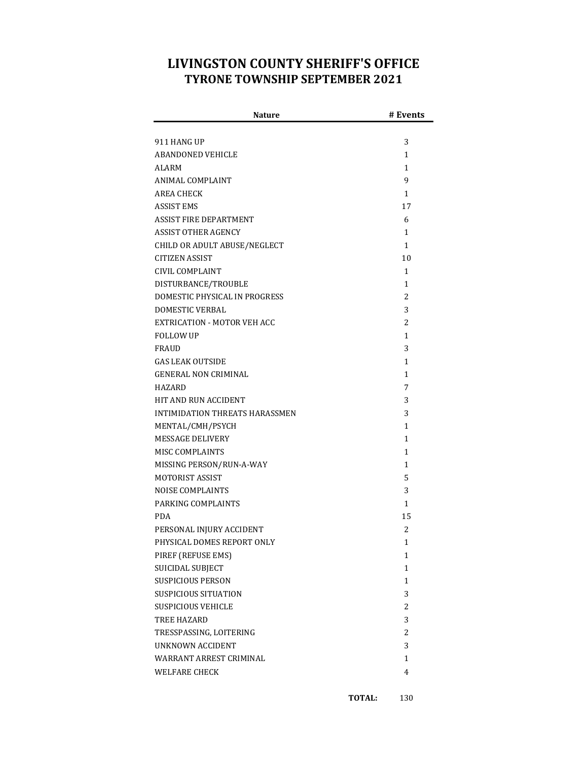# LIVINGSTON COUNTY SHERIFF'S OFFICE
## TYRONE TOWNSHIP SEPTEMBER 2021

| Nature | # Events |
|---|---|
| 911 HANG UP | 3 |
| ABANDONED VEHICLE | 1 |
| ALARM | 1 |
| ANIMAL COMPLAINT | 9 |
| AREA CHECK | 1 |
| ASSIST EMS | 17 |
| ASSIST FIRE DEPARTMENT | 6 |
| ASSIST OTHER AGENCY | 1 |
| CHILD OR ADULT ABUSE/NEGLECT | 1 |
| CITIZEN ASSIST | 10 |
| CIVIL COMPLAINT | 1 |
| DISTURBANCE/TROUBLE | 1 |
| DOMESTIC PHYSICAL IN PROGRESS | 2 |
| DOMESTIC VERBAL | 3 |
| EXTRICATION - MOTOR VEH ACC | 2 |
| FOLLOW UP | 1 |
| FRAUD | 3 |
| GAS LEAK OUTSIDE | 1 |
| GENERAL NON CRIMINAL | 1 |
| HAZARD | 7 |
| HIT AND RUN ACCIDENT | 3 |
| INTIMIDATION THREATS HARASSMEN | 3 |
| MENTAL/CMH/PSYCH | 1 |
| MESSAGE DELIVERY | 1 |
| MISC COMPLAINTS | 1 |
| MISSING PERSON/RUN-A-WAY | 1 |
| MOTORIST ASSIST | 5 |
| NOISE COMPLAINTS | 3 |
| PARKING COMPLAINTS | 1 |
| PDA | 15 |
| PERSONAL INJURY ACCIDENT | 2 |
| PHYSICAL DOMES REPORT ONLY | 1 |
| PIREF (REFUSE EMS) | 1 |
| SUICIDAL SUBJECT | 1 |
| SUSPICIOUS PERSON | 1 |
| SUSPICIOUS SITUATION | 3 |
| SUSPICIOUS VEHICLE | 2 |
| TREE HAZARD | 3 |
| TRESSPASSING, LOITERING | 2 |
| UNKNOWN ACCIDENT | 3 |
| WARRANT ARREST CRIMINAL | 1 |
| WELFARE CHECK | 4 |
| **TOTAL:** | 130 |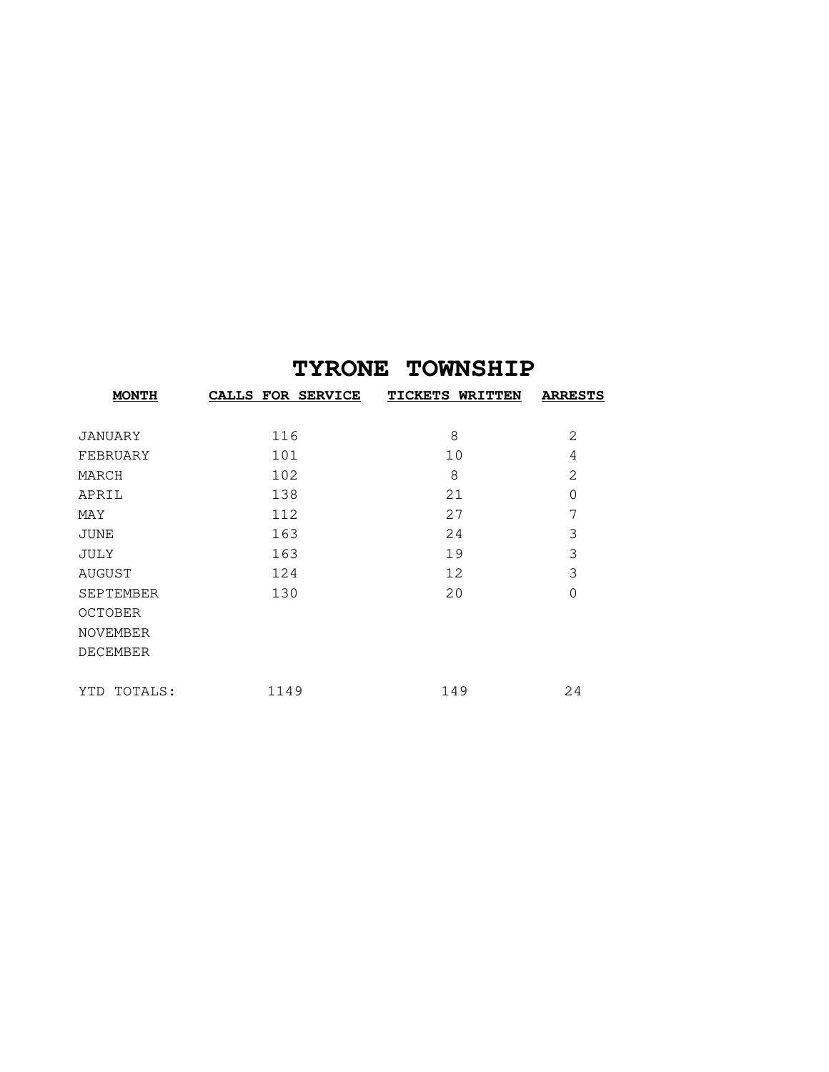# TYRONE TOWNSHIP

| MONTH | CALLS FOR SERVICE | TICKETS WRITTEN | ARRESTS |
|---|---|---|---|
| JANUARY | 116 | 8 | 2 |
| FEBRUARY | 101 | 10 | 4 |
| MARCH | 102 | 8 | 2 |
| APRIL | 138 | 21 | 0 |
| MAY | 112 | 27 | 7 |
| JUNE | 163 | 24 | 3 |
| JULY | 163 | 19 | 3 |
| AUGUST | 124 | 12 | 3 |
| SEPTEMBER | 130 | 20 | 0 |
| OCTOBER | | | |
| NOVEMBER | | | |
| DECEMBER | | | |
| YTD TOTALS: | 1149 | 149 | 24 |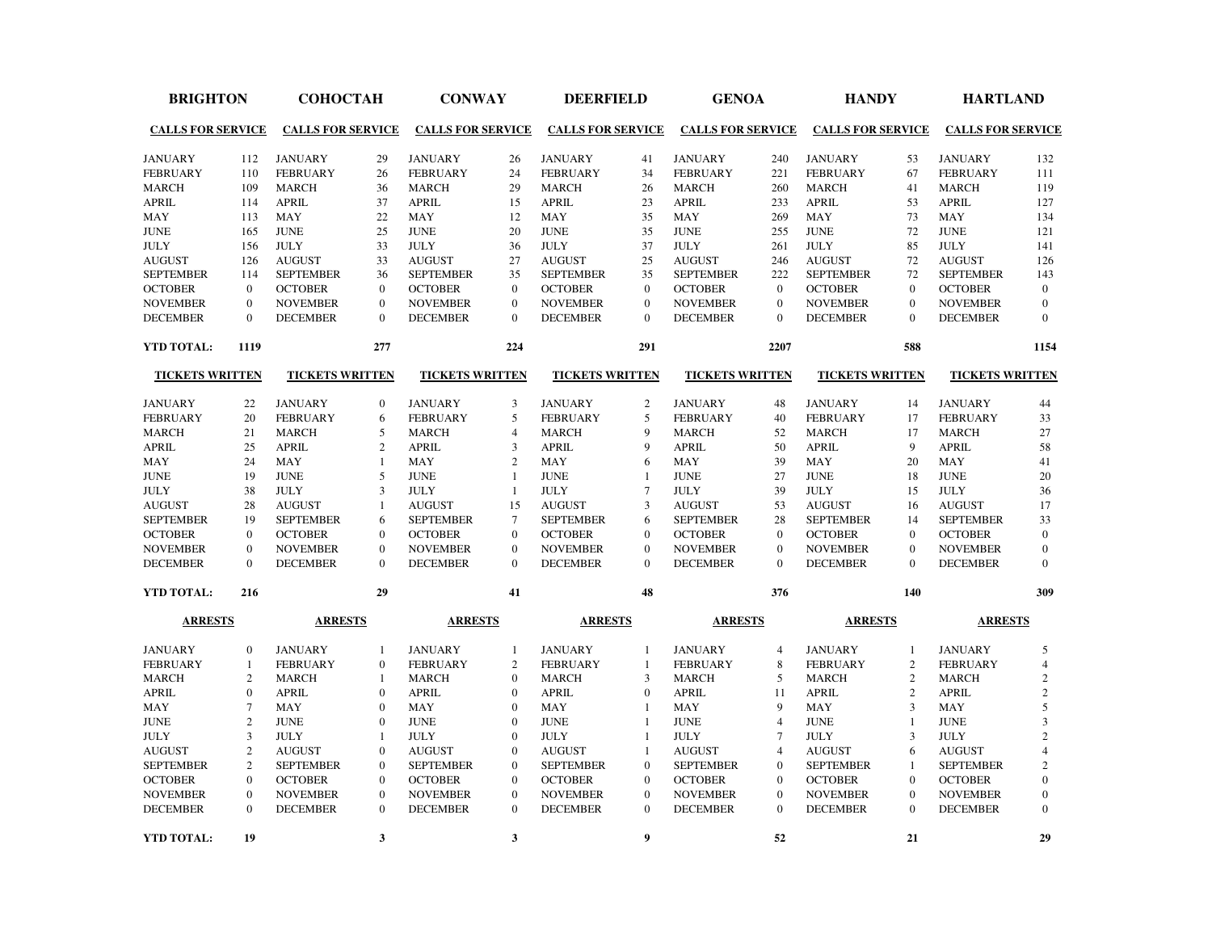| | BRIGHTON | COHOCTAH | CONWAY | DEERFIELD | GENOA | HANDY | HARTLAND |
|---|---|---|---|---|---|---|---|
| **CALLS FOR SERVICE** | | | | | | | |
| JANUARY | 112 | 29 | 26 | 41 | 240 | 53 | 132 |
| FEBRUARY | 110 | 26 | 24 | 34 | 221 | 67 | 111 |
| MARCH | 109 | 36 | 29 | 26 | 260 | 41 | 119 |
| APRIL | 114 | 37 | 15 | 23 | 233 | 53 | 127 |
| MAY | 113 | 22 | 12 | 35 | 269 | 73 | 134 |
| JUNE | 165 | 25 | 20 | 35 | 255 | 72 | 121 |
| JULY | 156 | 33 | 36 | 37 | 261 | 85 | 141 |
| AUGUST | 126 | 33 | 27 | 25 | 246 | 72 | 126 |
| SEPTEMBER | 114 | 36 | 35 | 35 | 222 | 72 | 143 |
| OCTOBER | 0 | 0 | 0 | 0 | 0 | 0 | 0 |
| NOVEMBER | 0 | 0 | 0 | 0 | 0 | 0 | 0 |
| DECEMBER | 0 | 0 | 0 | 0 | 0 | 0 | 0 |
| **YTD TOTAL:** | **1119** | **277** | **224** | **291** | **2207** | **588** | **1154** |
| **TICKETS WRITTEN** | | | | | | | |
| JANUARY | 22 | 0 | 3 | 2 | 48 | 14 | 44 |
| FEBRUARY | 20 | 6 | 5 | 5 | 40 | 17 | 33 |
| MARCH | 21 | 5 | 4 | 9 | 52 | 17 | 27 |
| APRIL | 25 | 2 | 3 | 9 | 50 | 9 | 58 |
| MAY | 24 | 1 | 2 | 6 | 39 | 20 | 41 |
| JUNE | 19 | 5 | 1 | 1 | 27 | 18 | 20 |
| JULY | 38 | 3 | 1 | 7 | 39 | 15 | 36 |
| AUGUST | 28 | 1 | 15 | 3 | 53 | 16 | 17 |
| SEPTEMBER | 19 | 6 | 7 | 6 | 28 | 14 | 33 |
| OCTOBER | 0 | 0 | 0 | 0 | 0 | 0 | 0 |
| NOVEMBER | 0 | 0 | 0 | 0 | 0 | 0 | 0 |
| DECEMBER | 0 | 0 | 0 | 0 | 0 | 0 | 0 |
| **YTD TOTAL:** | **216** | **29** | **41** | **48** | **376** | **140** | **309** |
| **ARRESTS** | | | | | | | |
| JANUARY | 0 | 1 | 1 | 1 | 4 | 1 | 5 |
| FEBRUARY | 1 | 0 | 2 | 1 | 8 | 2 | 4 |
| MARCH | 2 | 1 | 0 | 3 | 5 | 2 | 2 |
| APRIL | 0 | 0 | 0 | 0 | 11 | 2 | 2 |
| MAY | 7 | 0 | 0 | 1 | 9 | 3 | 5 |
| JUNE | 2 | 0 | 0 | 1 | 4 | 1 | 3 |
| JULY | 3 | 1 | 0 | 1 | 7 | 3 | 2 |
| AUGUST | 2 | 0 | 0 | 1 | 4 | 6 | 4 |
| SEPTEMBER | 2 | 0 | 0 | 0 | 0 | 1 | 2 |
| OCTOBER | 0 | 0 | 0 | 0 | 0 | 0 | 0 |
| NOVEMBER | 0 | 0 | 0 | 0 | 0 | 0 | 0 |
| DECEMBER | 0 | 0 | 0 | 0 | 0 | 0 | 0 |
| **YTD TOTAL:** | **19** | **3** | **3** | **9** | **52** | **21** | **29** |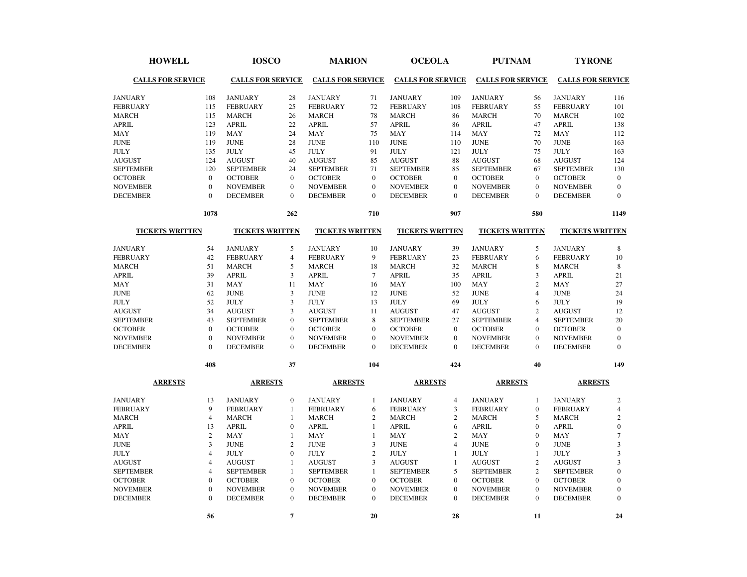| | HOWELL | IOSCO | MARION | OCEOLA | PUTNAM | TYRONE |
|---|---|---|---|---|---|---|
| **CALLS FOR SERVICE** | | | | | | |
| JANUARY | 108 | 28 | 71 | 109 | 56 | 116 |
| FEBRUARY | 115 | 25 | 72 | 108 | 55 | 101 |
| MARCH | 115 | 26 | 78 | 86 | 70 | 102 |
| APRIL | 123 | 22 | 57 | 86 | 47 | 138 |
| MAY | 119 | 24 | 75 | 114 | 72 | 112 |
| JUNE | 119 | 28 | 110 | 110 | 70 | 163 |
| JULY | 135 | 45 | 91 | 121 | 75 | 163 |
| AUGUST | 124 | 40 | 85 | 88 | 68 | 124 |
| SEPTEMBER | 120 | 24 | 71 | 85 | 67 | 130 |
| OCTOBER | 0 | 0 | 0 | 0 | 0 | 0 |
| NOVEMBER | 0 | 0 | 0 | 0 | 0 | 0 |
| DECEMBER | 0 | 0 | 0 | 0 | 0 | 0 |
| | **1078** | **262** | **710** | **907** | **580** | **1149** |
| **TICKETS WRITTEN** | | | | | | |
| JANUARY | 54 | 5 | 10 | 39 | 5 | 8 |
| FEBRUARY | 42 | 4 | 9 | 23 | 6 | 10 |
| MARCH | 51 | 5 | 18 | 32 | 8 | 8 |
| APRIL | 39 | 3 | 7 | 35 | 3 | 21 |
| MAY | 31 | 11 | 16 | 100 | 2 | 27 |
| JUNE | 62 | 3 | 12 | 52 | 4 | 24 |
| JULY | 52 | 3 | 13 | 69 | 6 | 19 |
| AUGUST | 34 | 3 | 11 | 47 | 2 | 12 |
| SEPTEMBER | 43 | 0 | 8 | 27 | 4 | 20 |
| OCTOBER | 0 | 0 | 0 | 0 | 0 | 0 |
| NOVEMBER | 0 | 0 | 0 | 0 | 0 | 0 |
| DECEMBER | 0 | 0 | 0 | 0 | 0 | 0 |
| | **408** | **37** | **104** | **424** | **40** | **149** |
| **ARRESTS** | | | | | | |
| JANUARY | 13 | 0 | 1 | 4 | 1 | 2 |
| FEBRUARY | 9 | 1 | 6 | 3 | 0 | 4 |
| MARCH | 4 | 1 | 2 | 2 | 5 | 2 |
| APRIL | 13 | 0 | 1 | 6 | 0 | 0 |
| MAY | 2 | 1 | 1 | 2 | 0 | 7 |
| JUNE | 3 | 2 | 3 | 4 | 0 | 3 |
| JULY | 4 | 0 | 2 | 1 | 1 | 3 |
| AUGUST | 4 | 1 | 3 | 1 | 2 | 3 |
| SEPTEMBER | 4 | 1 | 1 | 5 | 2 | 0 |
| OCTOBER | 0 | 0 | 0 | 0 | 0 | 0 |
| NOVEMBER | 0 | 0 | 0 | 0 | 0 | 0 |
| DECEMBER | 0 | 0 | 0 | 0 | 0 | 0 |
| | **56** | **7** | **20** | **28** | **11** | **24** |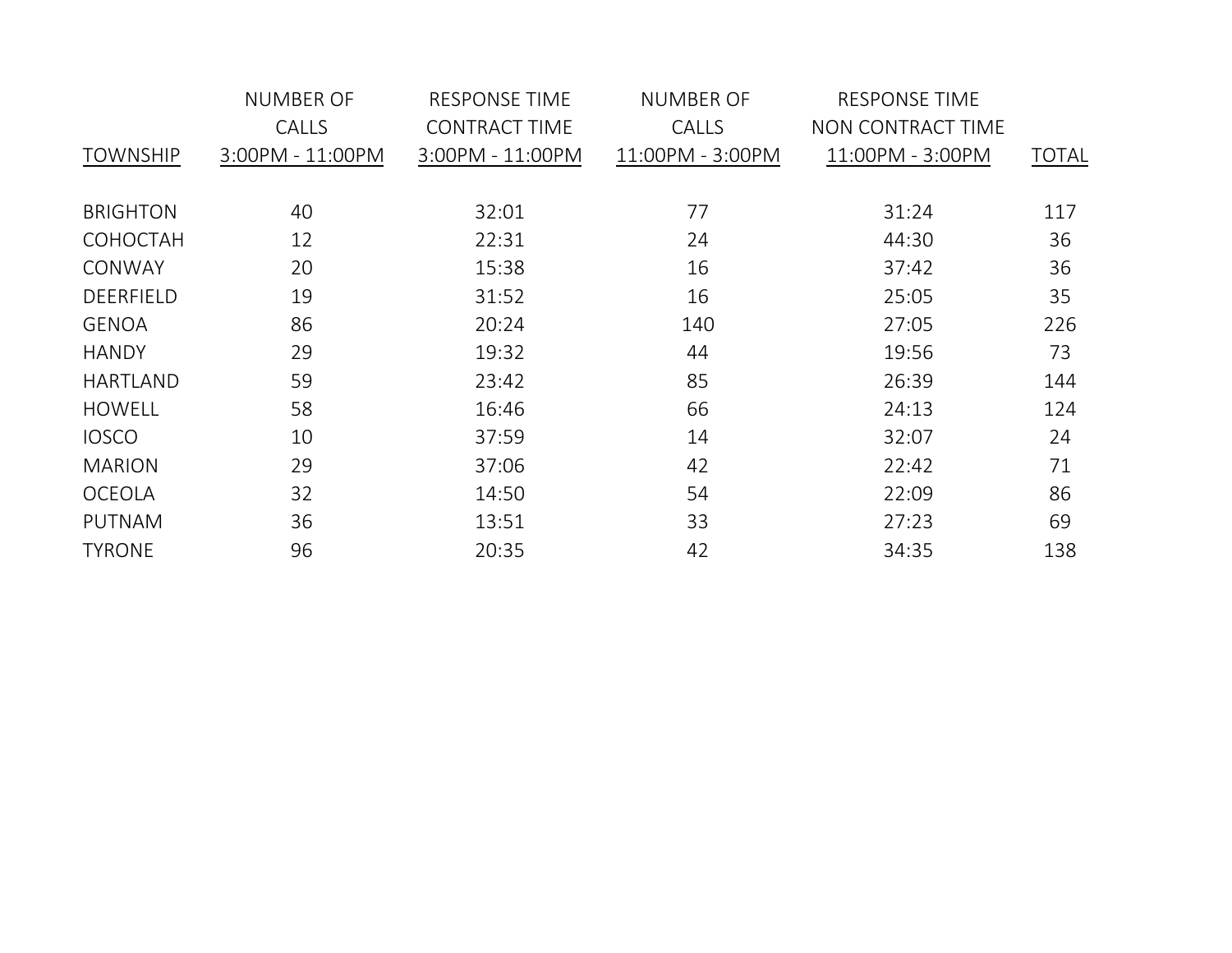| TOWNSHIP | NUMBER OF CALLS 3:00PM - 11:00PM | RESPONSE TIME CONTRACT TIME 3:00PM - 11:00PM | NUMBER OF CALLS 11:00PM - 3:00PM | RESPONSE TIME NON CONTRACT TIME 11:00PM - 3:00PM | TOTAL |
|---|---|---|---|---|---|
| BRIGHTON | 40 | 32:01 | 77 | 31:24 | 117 |
| COHOCTAH | 12 | 22:31 | 24 | 44:30 | 36 |
| CONWAY | 20 | 15:38 | 16 | 37:42 | 36 |
| DEERFIELD | 19 | 31:52 | 16 | 25:05 | 35 |
| GENOA | 86 | 20:24 | 140 | 27:05 | 226 |
| HANDY | 29 | 19:32 | 44 | 19:56 | 73 |
| HARTLAND | 59 | 23:42 | 85 | 26:39 | 144 |
| HOWELL | 58 | 16:46 | 66 | 24:13 | 124 |
| IOSCO | 10 | 37:59 | 14 | 32:07 | 24 |
| MARION | 29 | 37:06 | 42 | 22:42 | 71 |
| OCEOLA | 32 | 14:50 | 54 | 22:09 | 86 |
| PUTNAM | 36 | 13:51 | 33 | 27:23 | 69 |
| TYRONE | 96 | 20:35 | 42 | 34:35 | 138 |